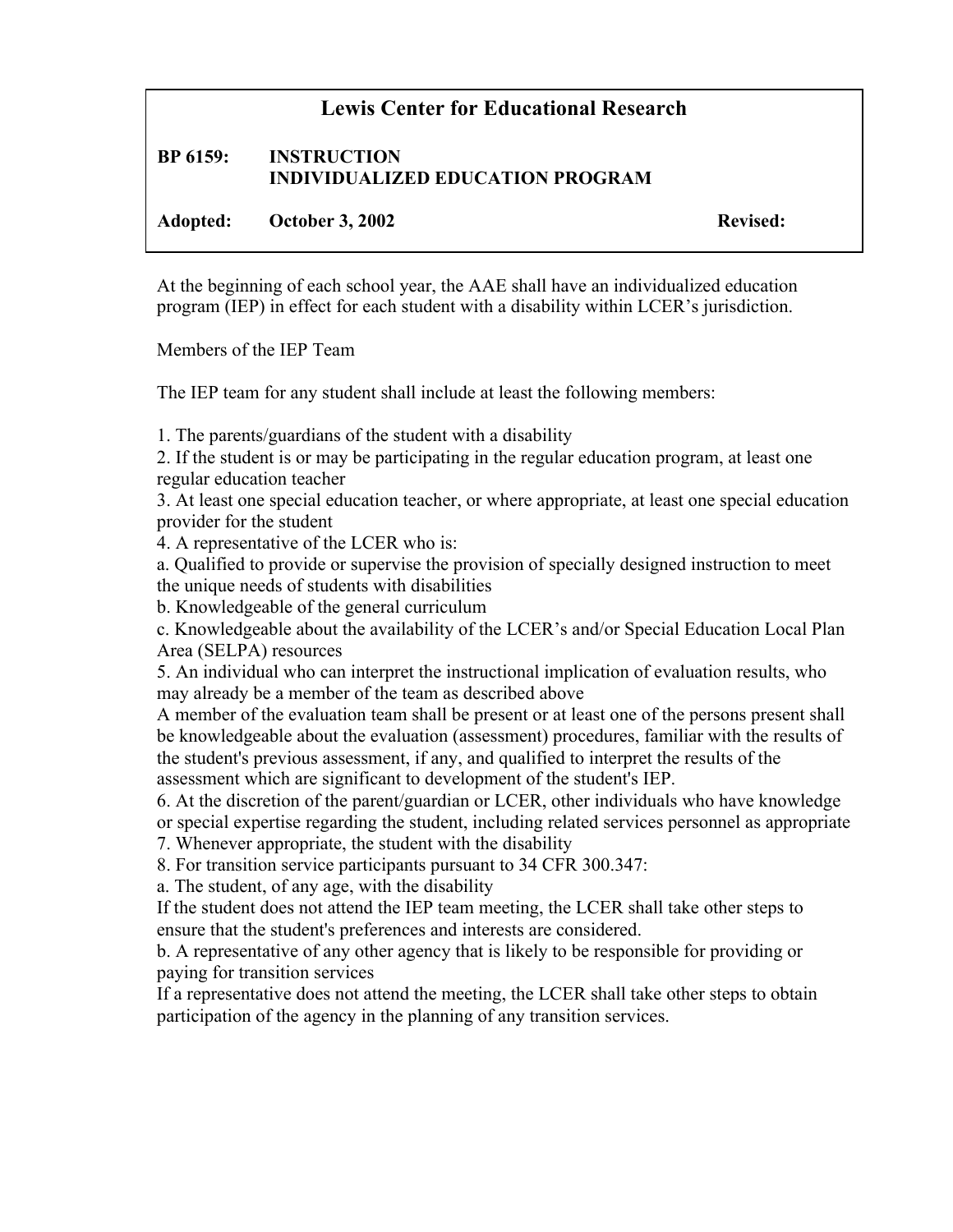# Lewis Center for Educational Research

**BP 6159: INSTRUCTION**
**INDIVIDUALIZED EDUCATION PROGRAM**

**Adopted: October 3, 2002** **Revised:**

At the beginning of each school year, the AAE shall have an individualized education program (IEP) in effect for each student with a disability within LCER's jurisdiction.

Members of the IEP Team

The IEP team for any student shall include at least the following members:

1. The parents/guardians of the student with a disability
2. If the student is or may be participating in the regular education program, at least one regular education teacher
3. At least one special education teacher, or where appropriate, at least one special education provider for the student
4. A representative of the LCER who is:
   a. Qualified to provide or supervise the provision of specially designed instruction to meet the unique needs of students with disabilities
   b. Knowledgeable of the general curriculum
   c. Knowledgeable about the availability of the LCER's and/or Special Education Local Plan Area (SELPA) resources
5. An individual who can interpret the instructional implication of evaluation results, who may already be a member of the team as described above
   A member of the evaluation team shall be present or at least one of the persons present shall be knowledgeable about the evaluation (assessment) procedures, familiar with the results of the student's previous assessment, if any, and qualified to interpret the results of the assessment which are significant to development of the student's IEP.
6. At the discretion of the parent/guardian or LCER, other individuals who have knowledge or special expertise regarding the student, including related services personnel as appropriate
7. Whenever appropriate, the student with the disability
8. For transition service participants pursuant to 34 CFR 300.347:
   a. The student, of any age, with the disability
   If the student does not attend the IEP team meeting, the LCER shall take other steps to ensure that the student's preferences and interests are considered.
   b. A representative of any other agency that is likely to be responsible for providing or paying for transition services
   If a representative does not attend the meeting, the LCER shall take other steps to obtain participation of the agency in the planning of any transition services.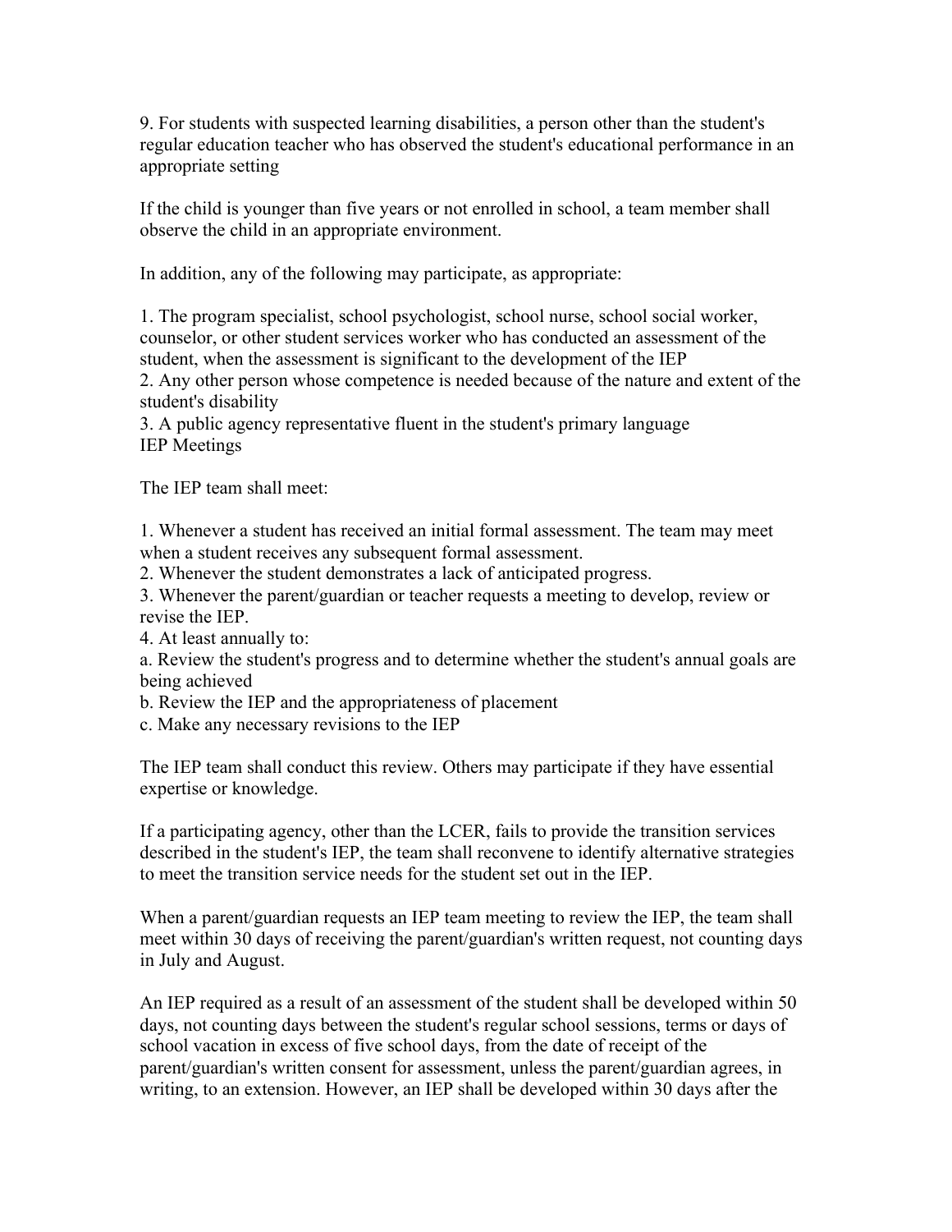9. For students with suspected learning disabilities, a person other than the student's regular education teacher who has observed the student's educational performance in an appropriate setting

If the child is younger than five years or not enrolled in school, a team member shall observe the child in an appropriate environment.

In addition, any of the following may participate, as appropriate:

1. The program specialist, school psychologist, school nurse, school social worker, counselor, or other student services worker who has conducted an assessment of the student, when the assessment is significant to the development of the IEP
2. Any other person whose competence is needed because of the nature and extent of the student's disability
3. A public agency representative fluent in the student's primary language

IEP Meetings

The IEP team shall meet:

1. Whenever a student has received an initial formal assessment. The team may meet when a student receives any subsequent formal assessment.
2. Whenever the student demonstrates a lack of anticipated progress.
3. Whenever the parent/guardian or teacher requests a meeting to develop, review or revise the IEP.
4. At least annually to:
   a. Review the student's progress and to determine whether the student's annual goals are being achieved
   b. Review the IEP and the appropriateness of placement
   c. Make any necessary revisions to the IEP

The IEP team shall conduct this review. Others may participate if they have essential expertise or knowledge.

If a participating agency, other than the LCER, fails to provide the transition services described in the student's IEP, the team shall reconvene to identify alternative strategies to meet the transition service needs for the student set out in the IEP.

When a parent/guardian requests an IEP team meeting to review the IEP, the team shall meet within 30 days of receiving the parent/guardian's written request, not counting days in July and August.

An IEP required as a result of an assessment of the student shall be developed within 50 days, not counting days between the student's regular school sessions, terms or days of school vacation in excess of five school days, from the date of receipt of the parent/guardian's written consent for assessment, unless the parent/guardian agrees, in writing, to an extension. However, an IEP shall be developed within 30 days after the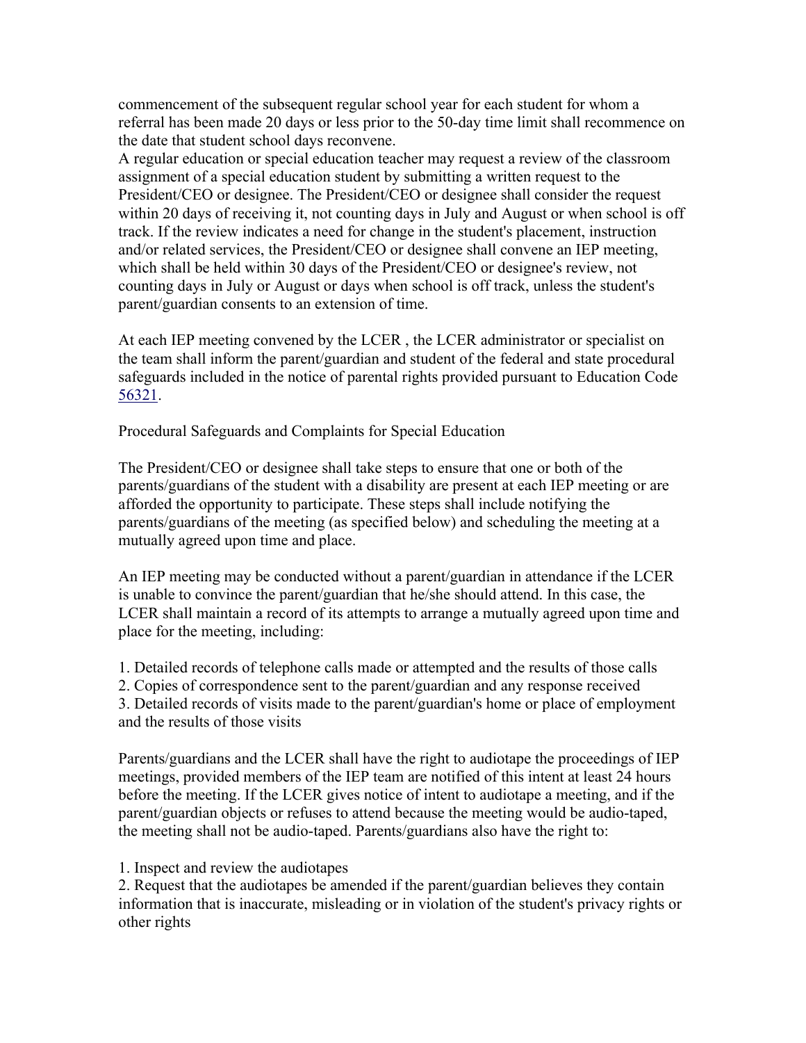commencement of the subsequent regular school year for each student for whom a referral has been made 20 days or less prior to the 50-day time limit shall recommence on the date that student school days reconvene.

A regular education or special education teacher may request a review of the classroom assignment of a special education student by submitting a written request to the President/CEO or designee. The President/CEO or designee shall consider the request within 20 days of receiving it, not counting days in July and August or when school is off track. If the review indicates a need for change in the student's placement, instruction and/or related services, the President/CEO or designee shall convene an IEP meeting, which shall be held within 30 days of the President/CEO or designee's review, not counting days in July or August or days when school is off track, unless the student's parent/guardian consents to an extension of time.

At each IEP meeting convened by the LCER , the LCER administrator or specialist on the team shall inform the parent/guardian and student of the federal and state procedural safeguards included in the notice of parental rights provided pursuant to Education Code 56321.

Procedural Safeguards and Complaints for Special Education

The President/CEO or designee shall take steps to ensure that one or both of the parents/guardians of the student with a disability are present at each IEP meeting or are afforded the opportunity to participate. These steps shall include notifying the parents/guardians of the meeting (as specified below) and scheduling the meeting at a mutually agreed upon time and place.

An IEP meeting may be conducted without a parent/guardian in attendance if the LCER is unable to convince the parent/guardian that he/she should attend. In this case, the LCER shall maintain a record of its attempts to arrange a mutually agreed upon time and place for the meeting, including:

1. Detailed records of telephone calls made or attempted and the results of those calls
2. Copies of correspondence sent to the parent/guardian and any response received
3. Detailed records of visits made to the parent/guardian's home or place of employment and the results of those visits

Parents/guardians and the LCER shall have the right to audiotape the proceedings of IEP meetings, provided members of the IEP team are notified of this intent at least 24 hours before the meeting. If the LCER gives notice of intent to audiotape a meeting, and if the parent/guardian objects or refuses to attend because the meeting would be audio-taped, the meeting shall not be audio-taped. Parents/guardians also have the right to:

1. Inspect and review the audiotapes
2. Request that the audiotapes be amended if the parent/guardian believes they contain information that is inaccurate, misleading or in violation of the student's privacy rights or other rights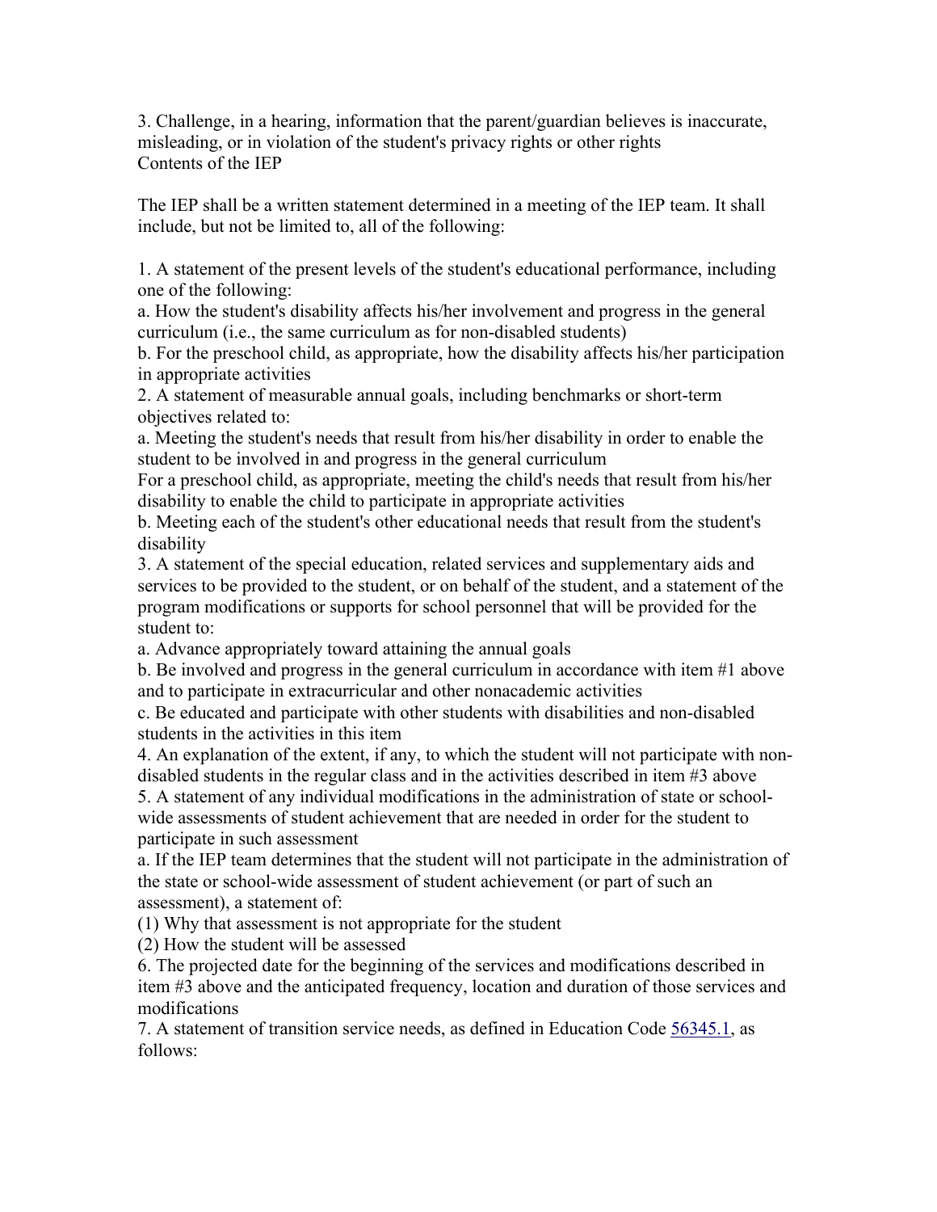3. Challenge, in a hearing, information that the parent/guardian believes is inaccurate, misleading, or in violation of the student's privacy rights or other rights

Contents of the IEP

The IEP shall be a written statement determined in a meeting of the IEP team. It shall include, but not be limited to, all of the following:

1. A statement of the present levels of the student's educational performance, including one of the following:
a. How the student's disability affects his/her involvement and progress in the general curriculum (i.e., the same curriculum as for non-disabled students)
b. For the preschool child, as appropriate, how the disability affects his/her participation in appropriate activities
2. A statement of measurable annual goals, including benchmarks or short-term objectives related to:
a. Meeting the student's needs that result from his/her disability in order to enable the student to be involved in and progress in the general curriculum
For a preschool child, as appropriate, meeting the child's needs that result from his/her disability to enable the child to participate in appropriate activities
b. Meeting each of the student's other educational needs that result from the student's disability
3. A statement of the special education, related services and supplementary aids and services to be provided to the student, or on behalf of the student, and a statement of the program modifications or supports for school personnel that will be provided for the student to:
a. Advance appropriately toward attaining the annual goals
b. Be involved and progress in the general curriculum in accordance with item #1 above and to participate in extracurricular and other nonacademic activities
c. Be educated and participate with other students with disabilities and non-disabled students in the activities in this item
4. An explanation of the extent, if any, to which the student will not participate with non-disabled students in the regular class and in the activities described in item #3 above
5. A statement of any individual modifications in the administration of state or school-wide assessments of student achievement that are needed in order for the student to participate in such assessment
a. If the IEP team determines that the student will not participate in the administration of the state or school-wide assessment of student achievement (or part of such an assessment), a statement of:
(1) Why that assessment is not appropriate for the student
(2) How the student will be assessed
6. The projected date for the beginning of the services and modifications described in item #3 above and the anticipated frequency, location and duration of those services and modifications
7. A statement of transition service needs, as defined in Education Code 56345.1, as follows: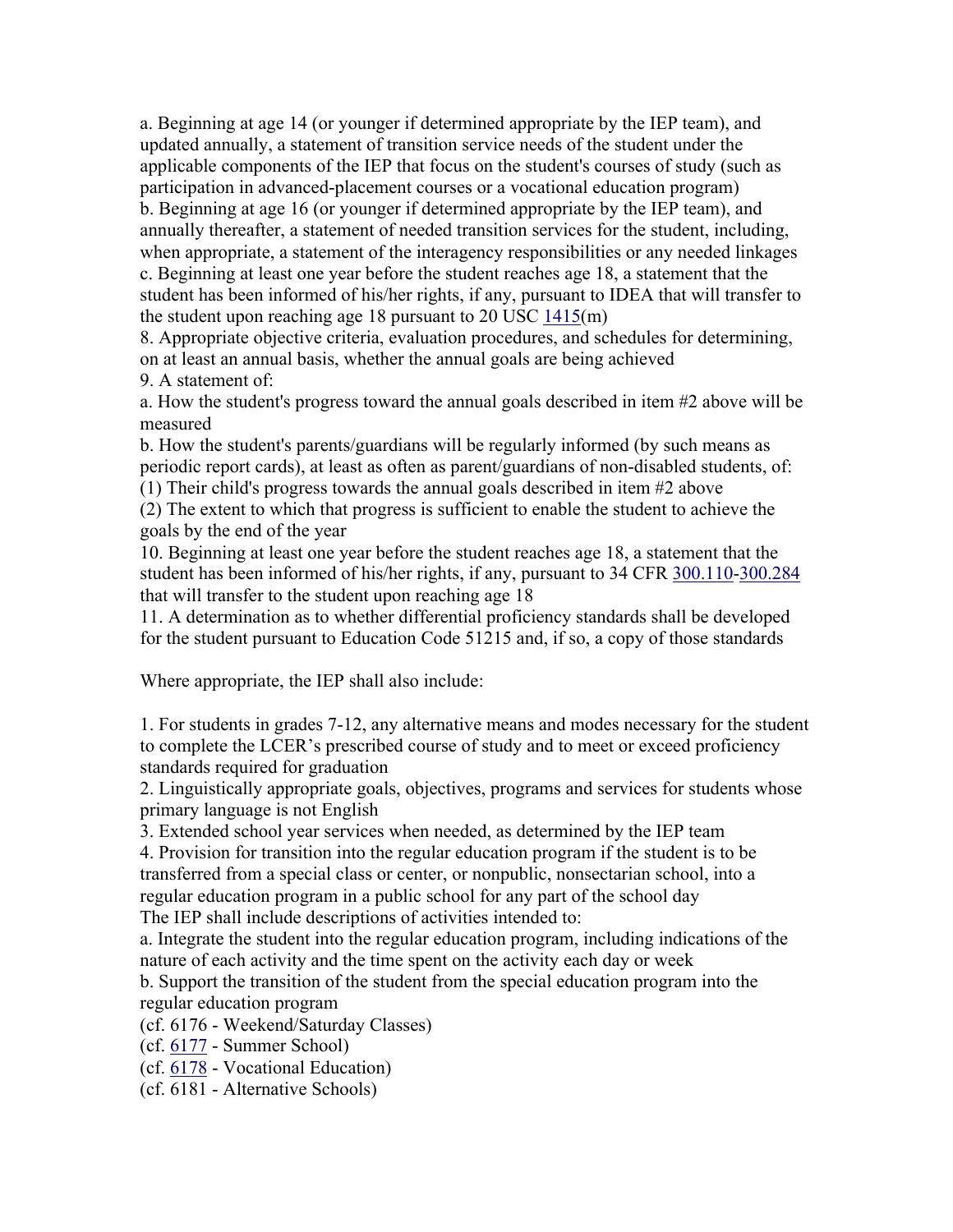a. Beginning at age 14 (or younger if determined appropriate by the IEP team), and updated annually, a statement of transition service needs of the student under the applicable components of the IEP that focus on the student's courses of study (such as participation in advanced-placement courses or a vocational education program)

b. Beginning at age 16 (or younger if determined appropriate by the IEP team), and annually thereafter, a statement of needed transition services for the student, including, when appropriate, a statement of the interagency responsibilities or any needed linkages

c. Beginning at least one year before the student reaches age 18, a statement that the student has been informed of his/her rights, if any, pursuant to IDEA that will transfer to the student upon reaching age 18 pursuant to 20 USC 1415(m)

8. Appropriate objective criteria, evaluation procedures, and schedules for determining, on at least an annual basis, whether the annual goals are being achieved

9. A statement of:

a. How the student's progress toward the annual goals described in item #2 above will be measured

b. How the student's parents/guardians will be regularly informed (by such means as periodic report cards), at least as often as parent/guardians of non-disabled students, of:

(1) Their child's progress towards the annual goals described in item #2 above

(2) The extent to which that progress is sufficient to enable the student to achieve the goals by the end of the year

10. Beginning at least one year before the student reaches age 18, a statement that the student has been informed of his/her rights, if any, pursuant to 34 CFR 300.110-300.284 that will transfer to the student upon reaching age 18

11. A determination as to whether differential proficiency standards shall be developed for the student pursuant to Education Code 51215 and, if so, a copy of those standards

Where appropriate, the IEP shall also include:

1. For students in grades 7-12, any alternative means and modes necessary for the student to complete the LCER's prescribed course of study and to meet or exceed proficiency standards required for graduation

2. Linguistically appropriate goals, objectives, programs and services for students whose primary language is not English

3. Extended school year services when needed, as determined by the IEP team

4. Provision for transition into the regular education program if the student is to be transferred from a special class or center, or nonpublic, nonsectarian school, into a regular education program in a public school for any part of the school day

The IEP shall include descriptions of activities intended to:

a. Integrate the student into the regular education program, including indications of the nature of each activity and the time spent on the activity each day or week

b. Support the transition of the student from the special education program into the regular education program

(cf. 6176 - Weekend/Saturday Classes)

(cf. 6177 - Summer School)

(cf. 6178 - Vocational Education)

(cf. 6181 - Alternative Schools)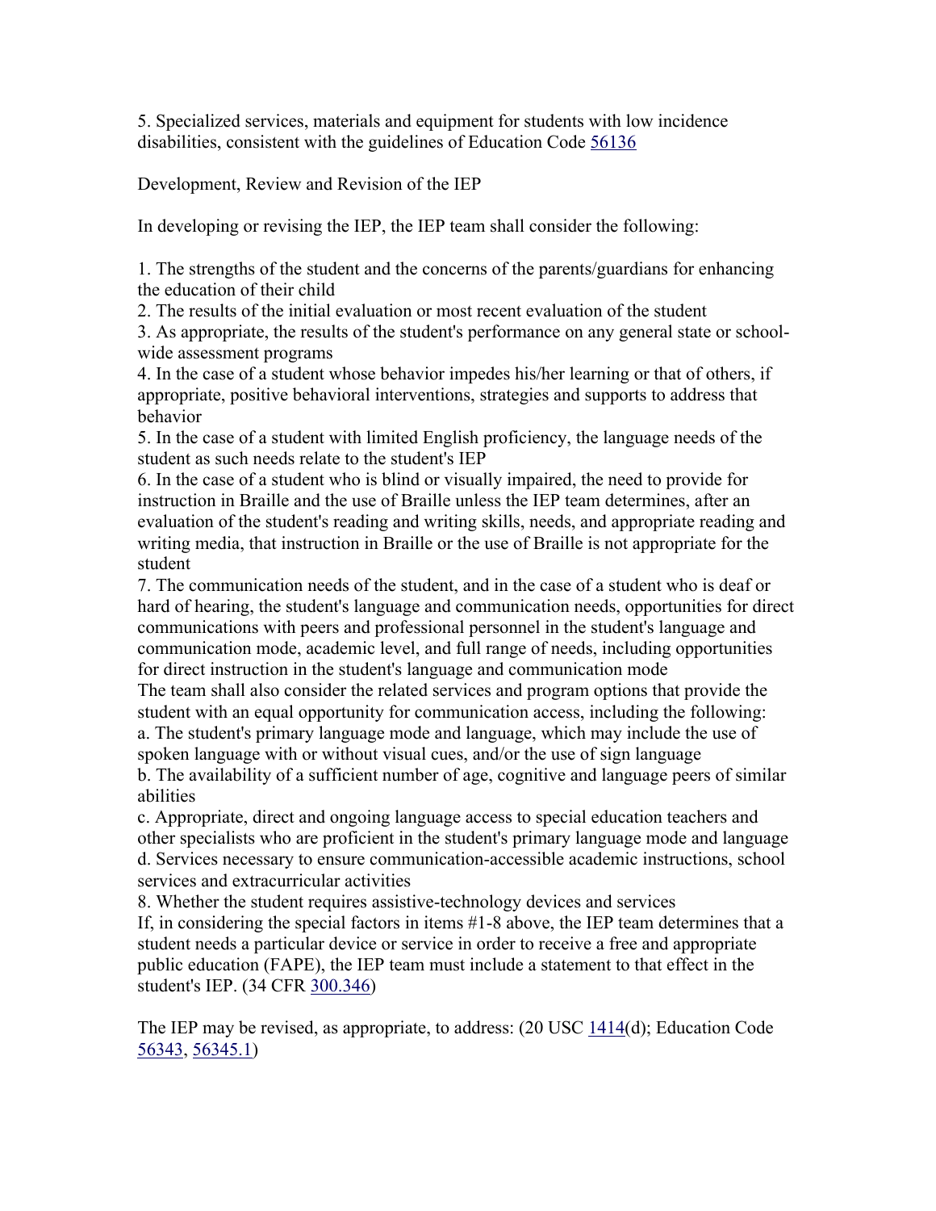5. Specialized services, materials and equipment for students with low incidence disabilities, consistent with the guidelines of Education Code 56136

Development, Review and Revision of the IEP

In developing or revising the IEP, the IEP team shall consider the following:

1. The strengths of the student and the concerns of the parents/guardians for enhancing the education of their child
2. The results of the initial evaluation or most recent evaluation of the student
3. As appropriate, the results of the student's performance on any general state or school-wide assessment programs
4. In the case of a student whose behavior impedes his/her learning or that of others, if appropriate, positive behavioral interventions, strategies and supports to address that behavior
5. In the case of a student with limited English proficiency, the language needs of the student as such needs relate to the student's IEP
6. In the case of a student who is blind or visually impaired, the need to provide for instruction in Braille and the use of Braille unless the IEP team determines, after an evaluation of the student's reading and writing skills, needs, and appropriate reading and writing media, that instruction in Braille or the use of Braille is not appropriate for the student
7. The communication needs of the student, and in the case of a student who is deaf or hard of hearing, the student's language and communication needs, opportunities for direct communications with peers and professional personnel in the student's language and communication mode, academic level, and full range of needs, including opportunities for direct instruction in the student's language and communication mode

   The team shall also consider the related services and program options that provide the student with an equal opportunity for communication access, including the following:

   a. The student's primary language mode and language, which may include the use of spoken language with or without visual cues, and/or the use of sign language
   b. The availability of a sufficient number of age, cognitive and language peers of similar abilities
   c. Appropriate, direct and ongoing language access to special education teachers and other specialists who are proficient in the student's primary language mode and language
   d. Services necessary to ensure communication-accessible academic instructions, school services and extracurricular activities
8. Whether the student requires assistive-technology devices and services

If, in considering the special factors in items #1-8 above, the IEP team determines that a student needs a particular device or service in order to receive a free and appropriate public education (FAPE), the IEP team must include a statement to that effect in the student's IEP. (34 CFR 300.346)

The IEP may be revised, as appropriate, to address: (20 USC 1414(d); Education Code 56343, 56345.1)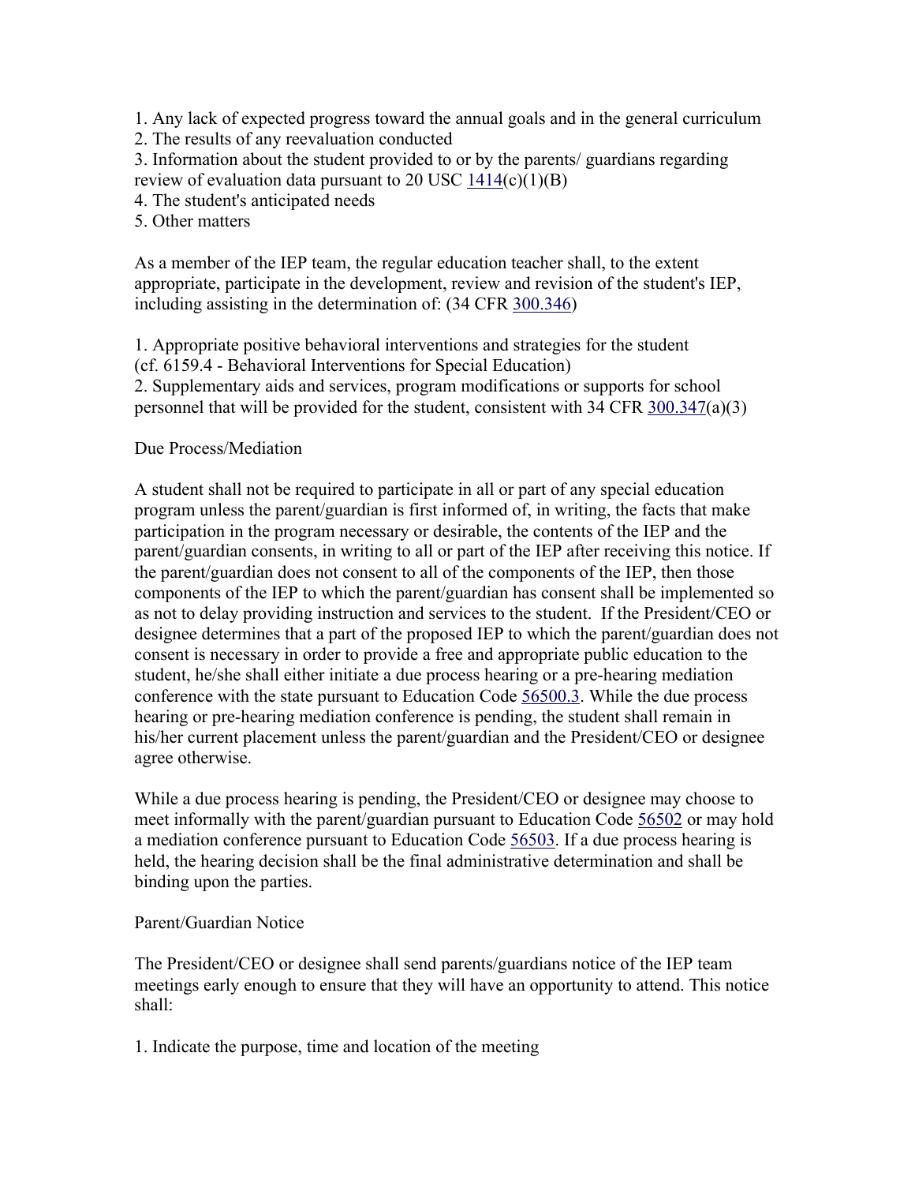1. Any lack of expected progress toward the annual goals and in the general curriculum
2. The results of any reevaluation conducted
3. Information about the student provided to or by the parents/ guardians regarding review of evaluation data pursuant to 20 USC 1414(c)(1)(B)
4. The student's anticipated needs
5. Other matters

As a member of the IEP team, the regular education teacher shall, to the extent appropriate, participate in the development, review and revision of the student's IEP, including assisting in the determination of: (34 CFR 300.346)

1. Appropriate positive behavioral interventions and strategies for the student
(cf. 6159.4 - Behavioral Interventions for Special Education)
2. Supplementary aids and services, program modifications or supports for school personnel that will be provided for the student, consistent with 34 CFR 300.347(a)(3)

Due Process/Mediation

A student shall not be required to participate in all or part of any special education program unless the parent/guardian is first informed of, in writing, the facts that make participation in the program necessary or desirable, the contents of the IEP and the parent/guardian consents, in writing to all or part of the IEP after receiving this notice. If the parent/guardian does not consent to all of the components of the IEP, then those components of the IEP to which the parent/guardian has consent shall be implemented so as not to delay providing instruction and services to the student. If the President/CEO or designee determines that a part of the proposed IEP to which the parent/guardian does not consent is necessary in order to provide a free and appropriate public education to the student, he/she shall either initiate a due process hearing or a pre-hearing mediation conference with the state pursuant to Education Code 56500.3. While the due process hearing or pre-hearing mediation conference is pending, the student shall remain in his/her current placement unless the parent/guardian and the President/CEO or designee agree otherwise.

While a due process hearing is pending, the President/CEO or designee may choose to meet informally with the parent/guardian pursuant to Education Code 56502 or may hold a mediation conference pursuant to Education Code 56503. If a due process hearing is held, the hearing decision shall be the final administrative determination and shall be binding upon the parties.

Parent/Guardian Notice

The President/CEO or designee shall send parents/guardians notice of the IEP team meetings early enough to ensure that they will have an opportunity to attend. This notice shall:

1. Indicate the purpose, time and location of the meeting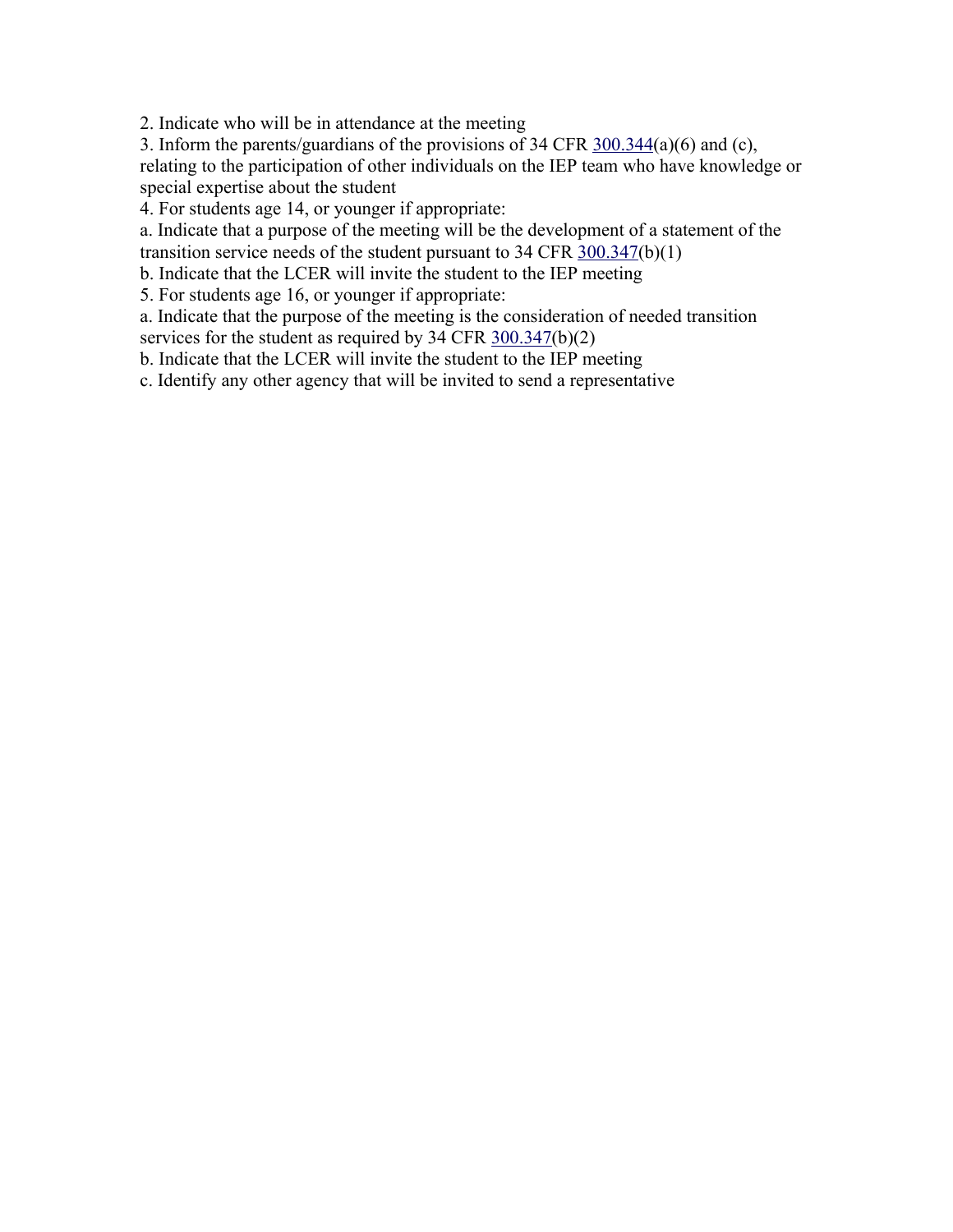2. Indicate who will be in attendance at the meeting
3. Inform the parents/guardians of the provisions of 34 CFR 300.344(a)(6) and (c), relating to the participation of other individuals on the IEP team who have knowledge or special expertise about the student
4. For students age 14, or younger if appropriate:
a. Indicate that a purpose of the meeting will be the development of a statement of the transition service needs of the student pursuant to 34 CFR 300.347(b)(1)
b. Indicate that the LCER will invite the student to the IEP meeting
5. For students age 16, or younger if appropriate:
a. Indicate that the purpose of the meeting is the consideration of needed transition services for the student as required by 34 CFR 300.347(b)(2)
b. Indicate that the LCER will invite the student to the IEP meeting
c. Identify any other agency that will be invited to send a representative